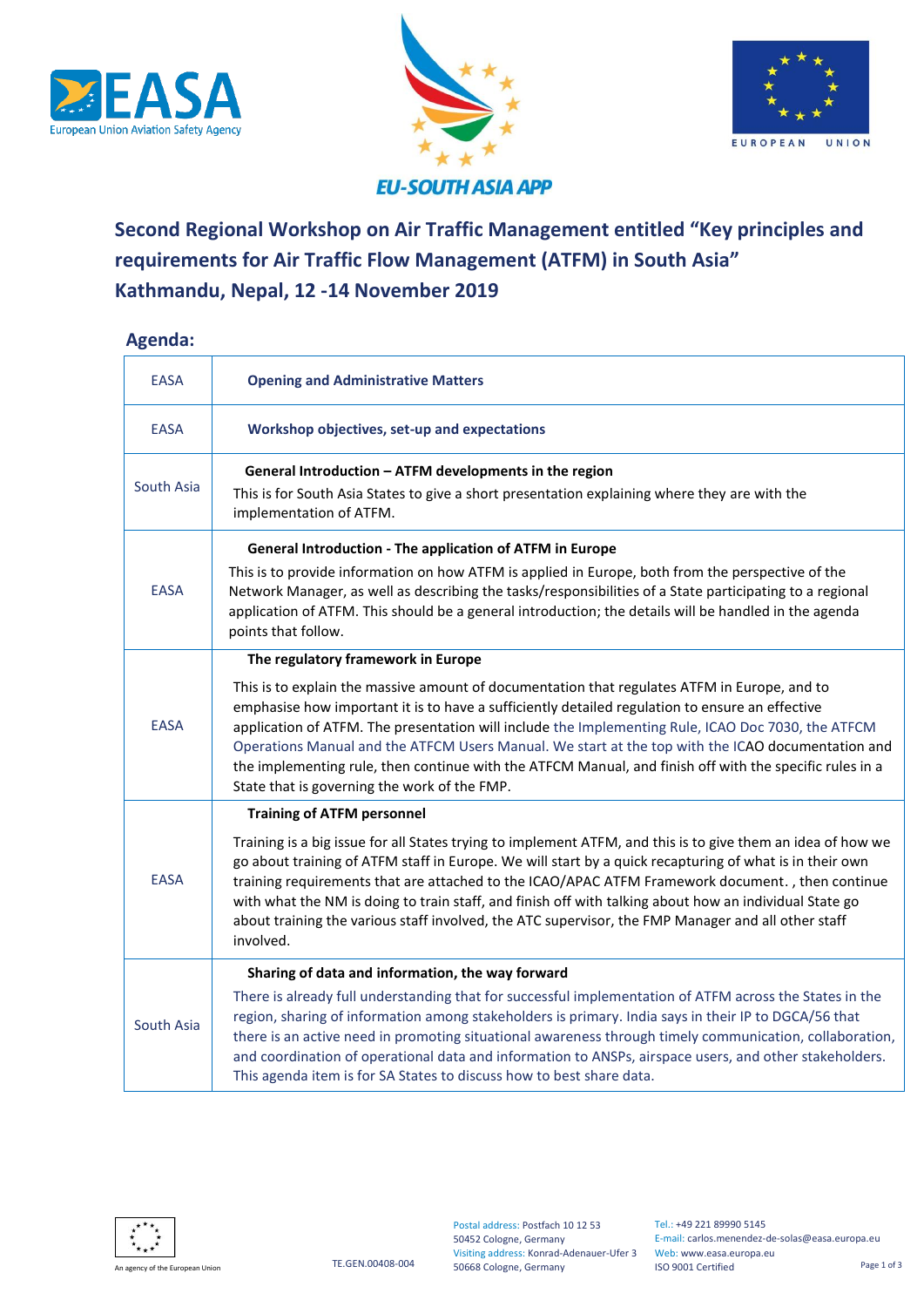EASA
European Union Aviation Safety Agency

EU-SOUTH ASIA APP

EUROPEAN UNION

## Second Regional Workshop on Air Traffic Management entitled "Key principles and requirements for Air Traffic Flow Management (ATFM) in South Asia"
## Kathmandu, Nepal, 12 -14 November 2019

### Agenda:

| | |
|---|---|
| EASA | **Opening and Administrative Matters** |
| EASA | **Workshop objectives, set-up and expectations** |
| South Asia | **General Introduction – ATFM developments in the region**<br>This is for South Asia States to give a short presentation explaining where they are with the implementation of ATFM. |
| EASA | **General Introduction - The application of ATFM in Europe**<br>This is to provide information on how ATFM is applied in Europe, both from the perspective of the Network Manager, as well as describing the tasks/responsibilities of a State participating to a regional application of ATFM. This should be a general introduction; the details will be handled in the agenda points that follow. |
| EASA | **The regulatory framework in Europe**<br>This is to explain the massive amount of documentation that regulates ATFM in Europe, and to emphasise how important it is to have a sufficiently detailed regulation to ensure an effective application of ATFM. The presentation will include the Implementing Rule, ICAO Doc 7030, the ATFCM Operations Manual and the ATFCM Users Manual. We start at the top with the ICAO documentation and the implementing rule, then continue with the ATFCM Manual, and finish off with the specific rules in a State that is governing the work of the FMP. |
| EASA | **Training of ATFM personnel**<br>Training is a big issue for all States trying to implement ATFM, and this is to give them an idea of how we go about training of ATFM staff in Europe. We will start by a quick recapturing of what is in their own training requirements that are attached to the ICAO/APAC ATFM Framework document. , then continue with what the NM is doing to train staff, and finish off with talking about how an individual State go about training the various staff involved, the ATC supervisor, the FMP Manager and all other staff involved. |
| South Asia | **Sharing of data and information, the way forward**<br>There is already full understanding that for successful implementation of ATFM across the States in the region, sharing of information among stakeholders is primary. India says in their IP to DGCA/56 that there is an active need in promoting situational awareness through timely communication, collaboration, and coordination of operational data and information to ANSPs, airspace users, and other stakeholders. This agenda item is for SA States to discuss how to best share data. |

An agency of the European Union

TE.GEN.00408-004

Postal address: Postfach 10 12 53
50452 Cologne, Germany
Visiting address: Konrad-Adenauer-Ufer 3
50668 Cologne, Germany

Tel.: +49 221 89990 5145
E-mail: carlos.menendez-de-solas@easa.europa.eu
Web: www.easa.europa.eu
ISO 9001 Certified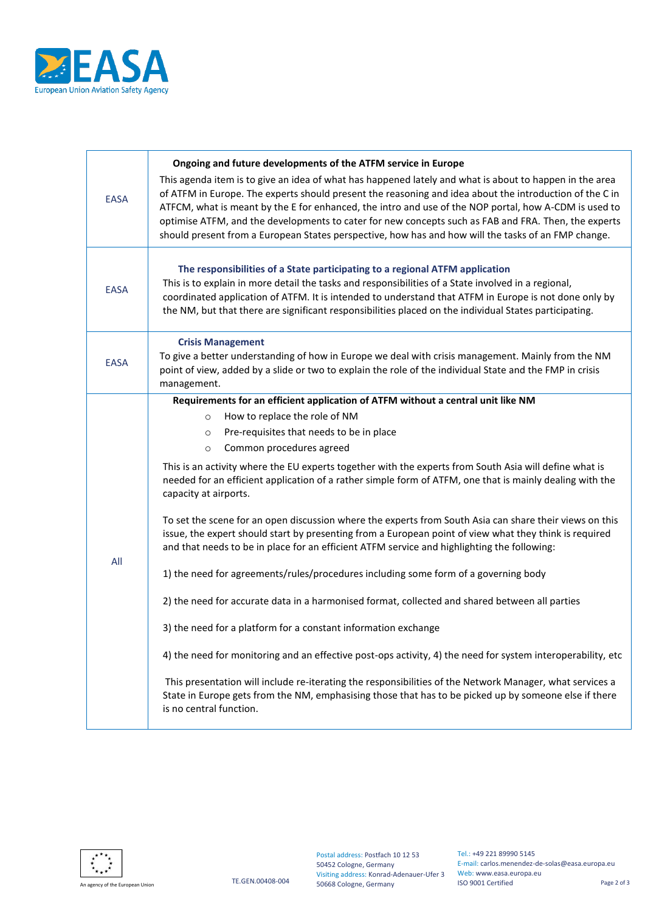| | |
|---|---|
| EASA | **Ongoing and future developments of the ATFM service in Europe**<br>This agenda item is to give an idea of what has happened lately and what is about to happen in the area of ATFM in Europe. The experts should present the reasoning and idea about the introduction of the C in ATFCM, what is meant by the E for enhanced, the intro and use of the NOP portal, how A-CDM is used to optimise ATFM, and the developments to cater for new concepts such as FAB and FRA. Then, the experts should present from a European States perspective, how has and how will the tasks of an FMP change. |
| EASA | **The responsibilities of a State participating to a regional ATFM application**<br>This is to explain in more detail the tasks and responsibilities of a State involved in a regional, coordinated application of ATFM. It is intended to understand that ATFM in Europe is not done only by the NM, but that there are significant responsibilities placed on the individual States participating. |
| EASA | **Crisis Management**<br>To give a better understanding of how in Europe we deal with crisis management. Mainly from the NM point of view, added by a slide or two to explain the role of the individual State and the FMP in crisis management. |
| All | **Requirements for an efficient application of ATFM without a central unit like NM**<br>◦ How to replace the role of NM<br>◦ Pre-requisites that needs to be in place<br>◦ Common procedures agreed<br><br>This is an activity where the EU experts together with the experts from South Asia will define what is needed for an efficient application of a rather simple form of ATFM, one that is mainly dealing with the capacity at airports.<br><br>To set the scene for an open discussion where the experts from South Asia can share their views on this issue, the expert should start by presenting from a European point of view what they think is required and that needs to be in place for an efficient ATFM service and highlighting the following:<br><br>1) the need for agreements/rules/procedures including some form of a governing body<br><br>2) the need for accurate data in a harmonised format, collected and shared between all parties<br><br>3) the need for a platform for a constant information exchange<br><br>4) the need for monitoring and an effective post-ops activity, 4) the need for system interoperability, etc<br><br>This presentation will include re-iterating the responsibilities of the Network Manager, what services a State in Europe gets from the NM, emphasising those that has to be picked up by someone else if there is no central function. |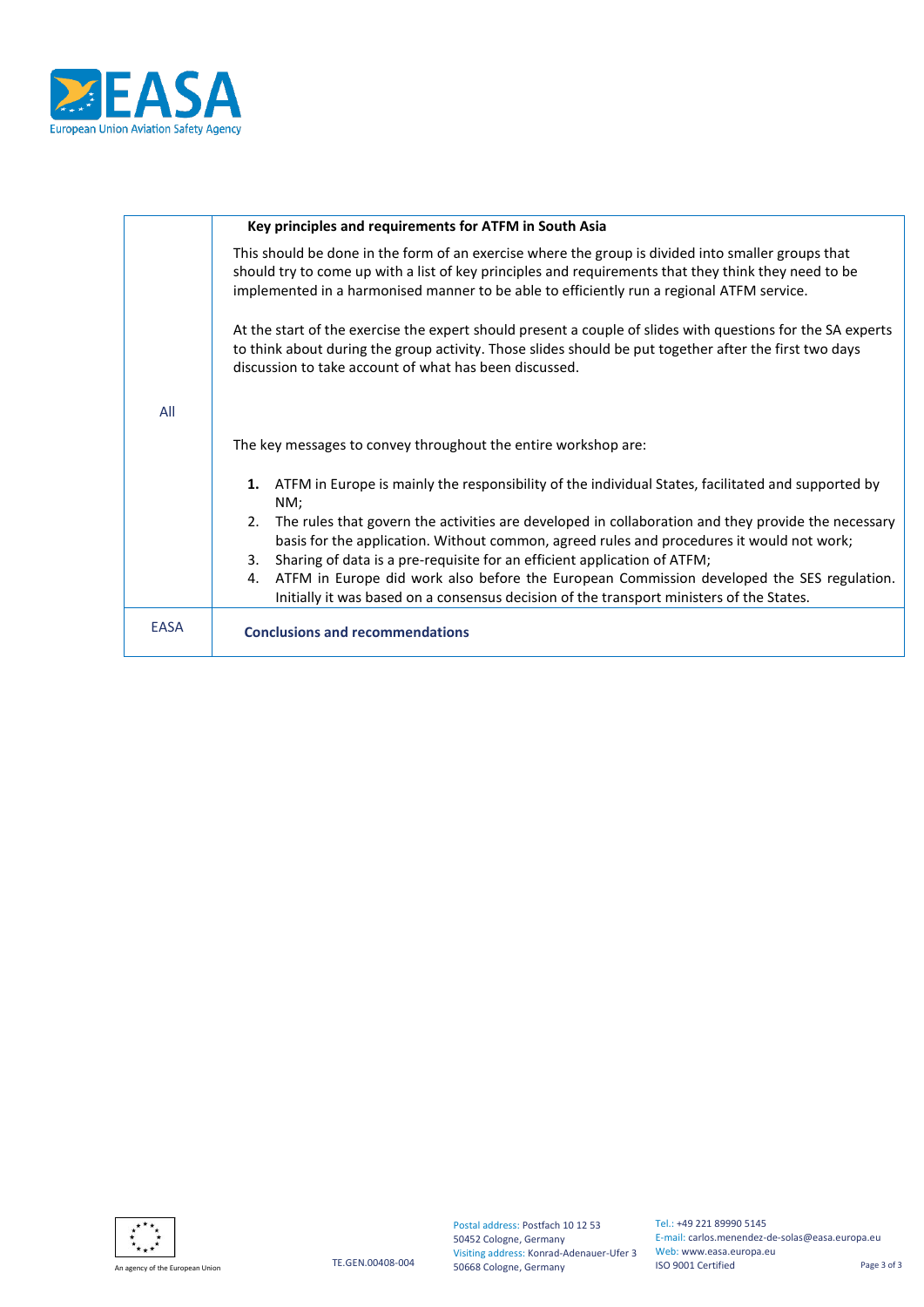| | |
|---|---|
| All | **Key principles and requirements for ATFM in South Asia**<br><br>This should be done in the form of an exercise where the group is divided into smaller groups that should try to come up with a list of key principles and requirements that they think they need to be implemented in a harmonised manner to be able to efficiently run a regional ATFM service.<br><br>At the start of the exercise the expert should present a couple of slides with questions for the SA experts to think about during the group activity. Those slides should be put together after the first two days discussion to take account of what has been discussed.<br><br>The key messages to convey throughout the entire workshop are:<br><br>**1.** ATFM in Europe is mainly the responsibility of the individual States, facilitated and supported by NM;<br>2. The rules that govern the activities are developed in collaboration and they provide the necessary basis for the application. Without common, agreed rules and procedures it would not work;<br>3. Sharing of data is a pre-requisite for an efficient application of ATFM;<br>4. ATFM in Europe did work also before the European Commission developed the SES regulation. Initially it was based on a consensus decision of the transport ministers of the States. |
| EASA | **Conclusions and recommendations** |